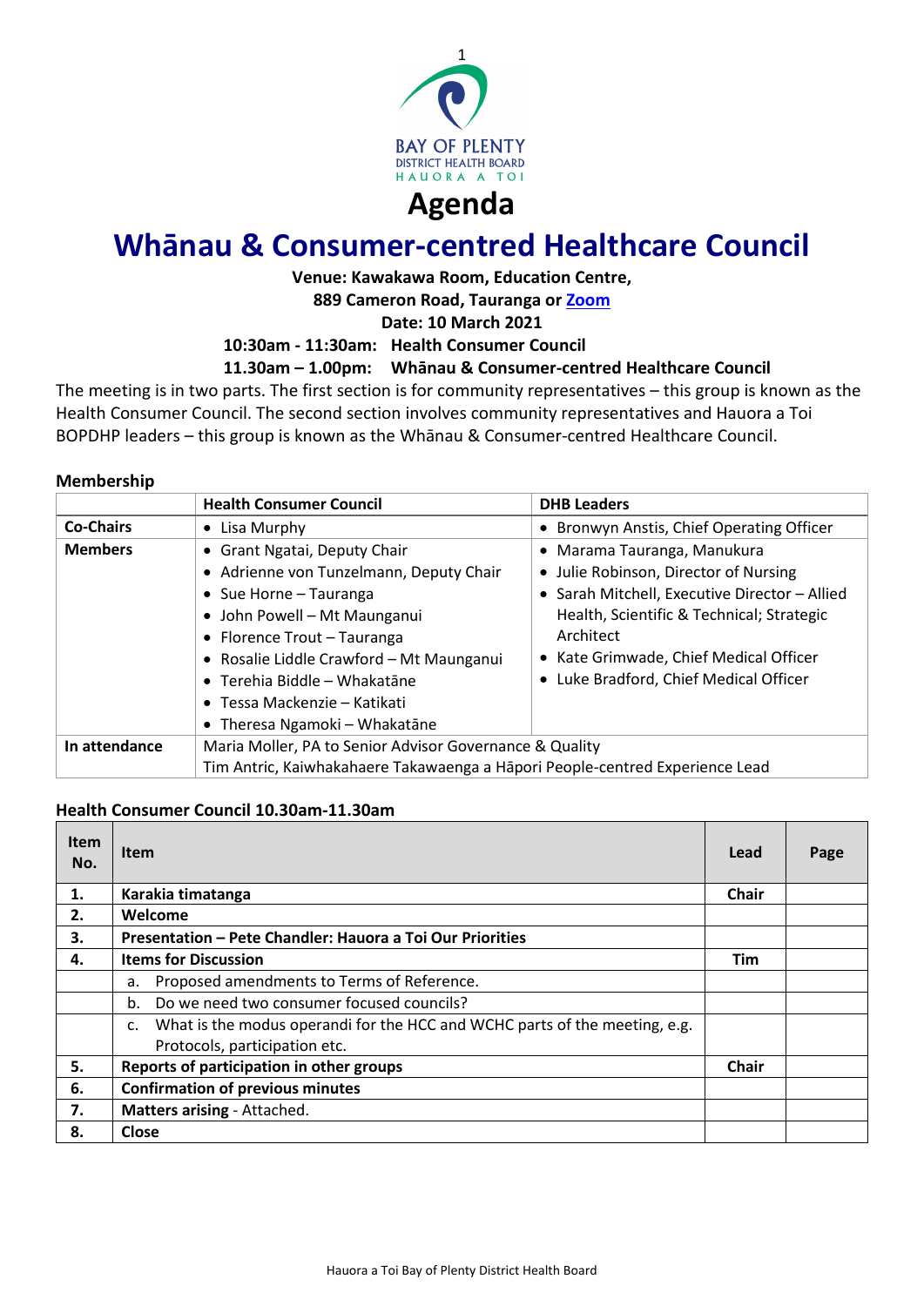BAY OF PLENTY
DISTRICT HEALTH BOARD
HAUORA A TOI

# Agenda

# Whānau & Consumer-centred Healthcare Council

**Venue: Kawakawa Room, Education Centre,**
**889 Cameron Road, Tauranga or Zoom**
**Date: 10 March 2021**
**10:30am - 11:30am: Health Consumer Council**
**11.30am – 1.00pm: Whānau & Consumer-centred Healthcare Council**

The meeting is in two parts. The first section is for community representatives – this group is known as the Health Consumer Council. The second section involves community representatives and Hauora a Toi BOPDHP leaders – this group is known as the Whānau & Consumer-centred Healthcare Council.

## Membership

| | Health Consumer Council | DHB Leaders |
|---|---|---|
| **Co-Chairs** | • Lisa Murphy | • Bronwyn Anstis, Chief Operating Officer |
| **Members** | • Grant Ngatai, Deputy Chair<br>• Adrienne von Tunzelmann, Deputy Chair<br>• Sue Horne – Tauranga<br>• John Powell – Mt Maunganui<br>• Florence Trout – Tauranga<br>• Rosalie Liddle Crawford – Mt Maunganui<br>• Terehia Biddle – Whakatāne<br>• Tessa Mackenzie – Katikati<br>• Theresa Ngamoki – Whakatāne | • Marama Tauranga, Manukura<br>• Julie Robinson, Director of Nursing<br>• Sarah Mitchell, Executive Director – Allied Health, Scientific & Technical; Strategic Architect<br>• Kate Grimwade, Chief Medical Officer<br>• Luke Bradford, Chief Medical Officer |
| **In attendance** | Maria Moller, PA to Senior Advisor Governance & Quality<br>Tim Antric, Kaiwhakahaere Takawaenga a Hāpori People-centred Experience Lead | |

## Health Consumer Council 10.30am-11.30am

| Item No. | Item | Lead | Page |
|---|---|---|---|
| **1.** | **Karakia timatanga** | **Chair** | |
| **2.** | **Welcome** | | |
| **3.** | **Presentation – Pete Chandler: Hauora a Toi Our Priorities** | | |
| **4.** | **Items for Discussion** | **Tim** | |
| | a. Proposed amendments to Terms of Reference. | | |
| | b. Do we need two consumer focused councils? | | |
| | c. What is the modus operandi for the HCC and WCHC parts of the meeting, e.g. Protocols, participation etc. | | |
| **5.** | **Reports of participation in other groups** | **Chair** | |
| **6.** | **Confirmation of previous minutes** | | |
| **7.** | **Matters arising** - Attached. | | |
| **8.** | **Close** | | |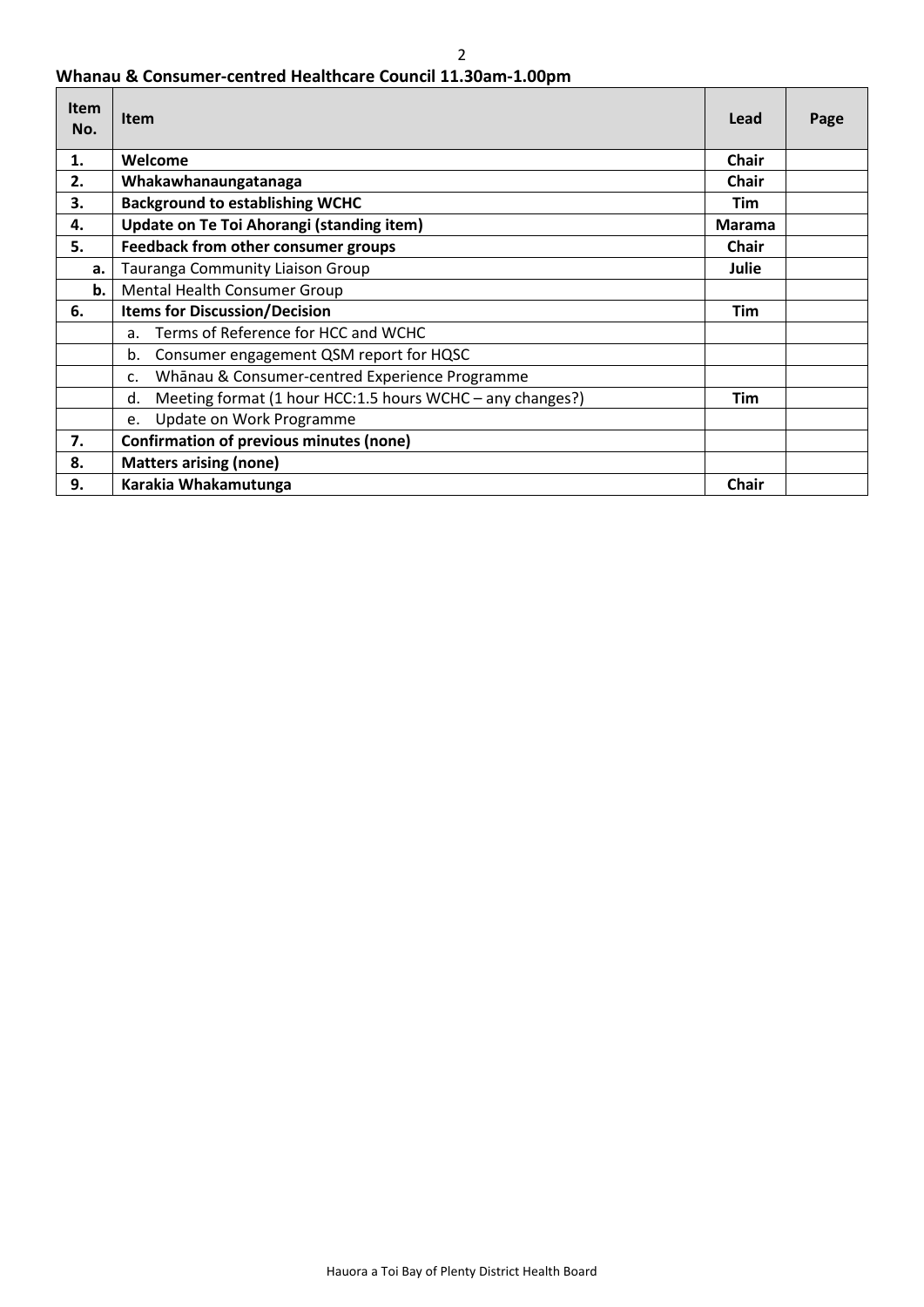**Whanau & Consumer-centred Healthcare Council 11.30am-1.00pm**

| Item No. | Item | Lead | Page |
|---|---|---|---|
| **1.** | **Welcome** | **Chair** | |
| **2.** | **Whakawhanaungatanaga** | **Chair** | |
| **3.** | **Background to establishing WCHC** | **Tim** | |
| **4.** | **Update on Te Toi Ahorangi (standing item)** | **Marama** | |
| **5.** | **Feedback from other consumer groups** | **Chair** | |
| **a.** | Tauranga Community Liaison Group | **Julie** | |
| **b.** | Mental Health Consumer Group | | |
| **6.** | **Items for Discussion/Decision** | **Tim** | |
| | a. Terms of Reference for HCC and WCHC | | |
| | b. Consumer engagement QSM report for HQSC | | |
| | c. Whānau & Consumer-centred Experience Programme | | |
| | d. Meeting format (1 hour HCC:1.5 hours WCHC – any changes?) | **Tim** | |
| | e. Update on Work Programme | | |
| **7.** | **Confirmation of previous minutes (none)** | | |
| **8.** | **Matters arising (none)** | | |
| **9.** | **Karakia Whakamutunga** | **Chair** | |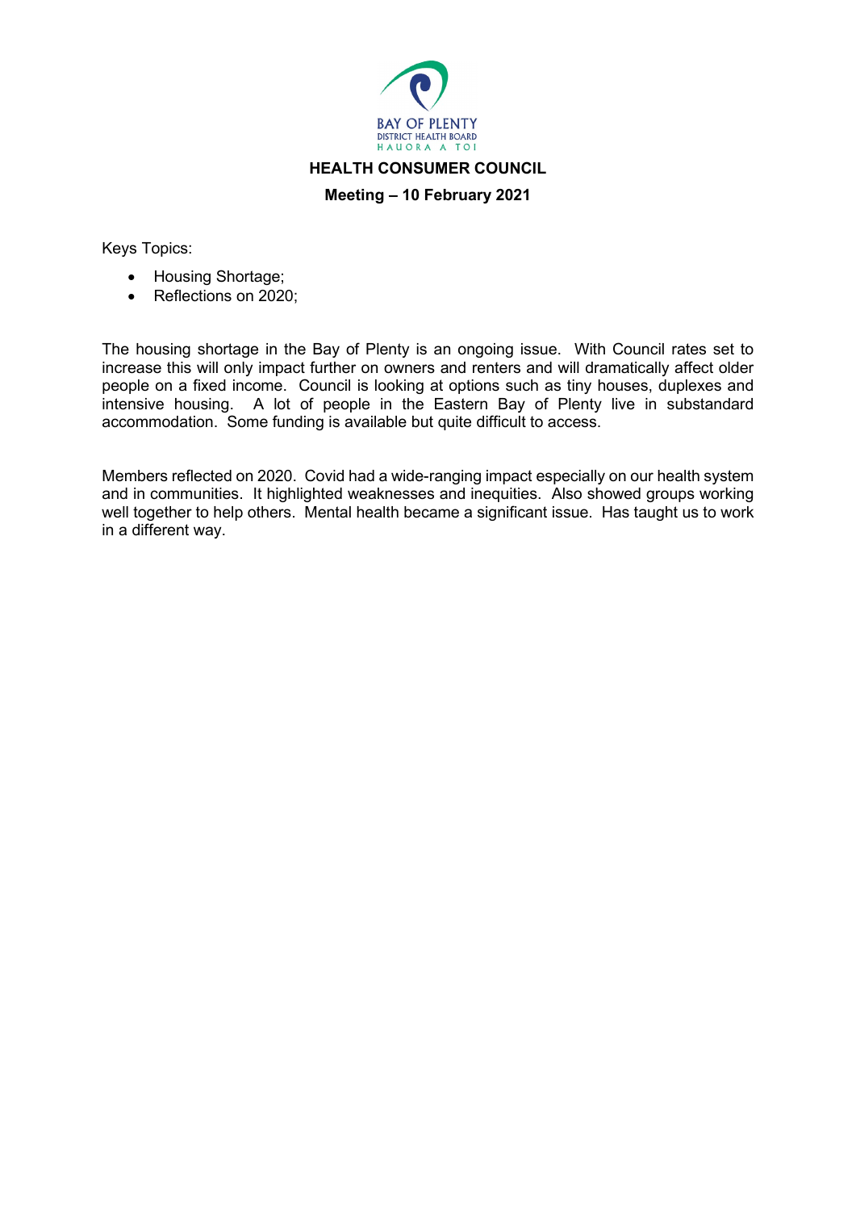BAY OF PLENTY
DISTRICT HEALTH BOARD
HAUORA A TOI

# HEALTH CONSUMER COUNCIL

## Meeting – 10 February 2021

Keys Topics:

- Housing Shortage;
- Reflections on 2020;

The housing shortage in the Bay of Plenty is an ongoing issue. With Council rates set to increase this will only impact further on owners and renters and will dramatically affect older people on a fixed income. Council is looking at options such as tiny houses, duplexes and intensive housing. A lot of people in the Eastern Bay of Plenty live in substandard accommodation. Some funding is available but quite difficult to access.

Members reflected on 2020. Covid had a wide-ranging impact especially on our health system and in communities. It highlighted weaknesses and inequities. Also showed groups working well together to help others. Mental health became a significant issue. Has taught us to work in a different way.